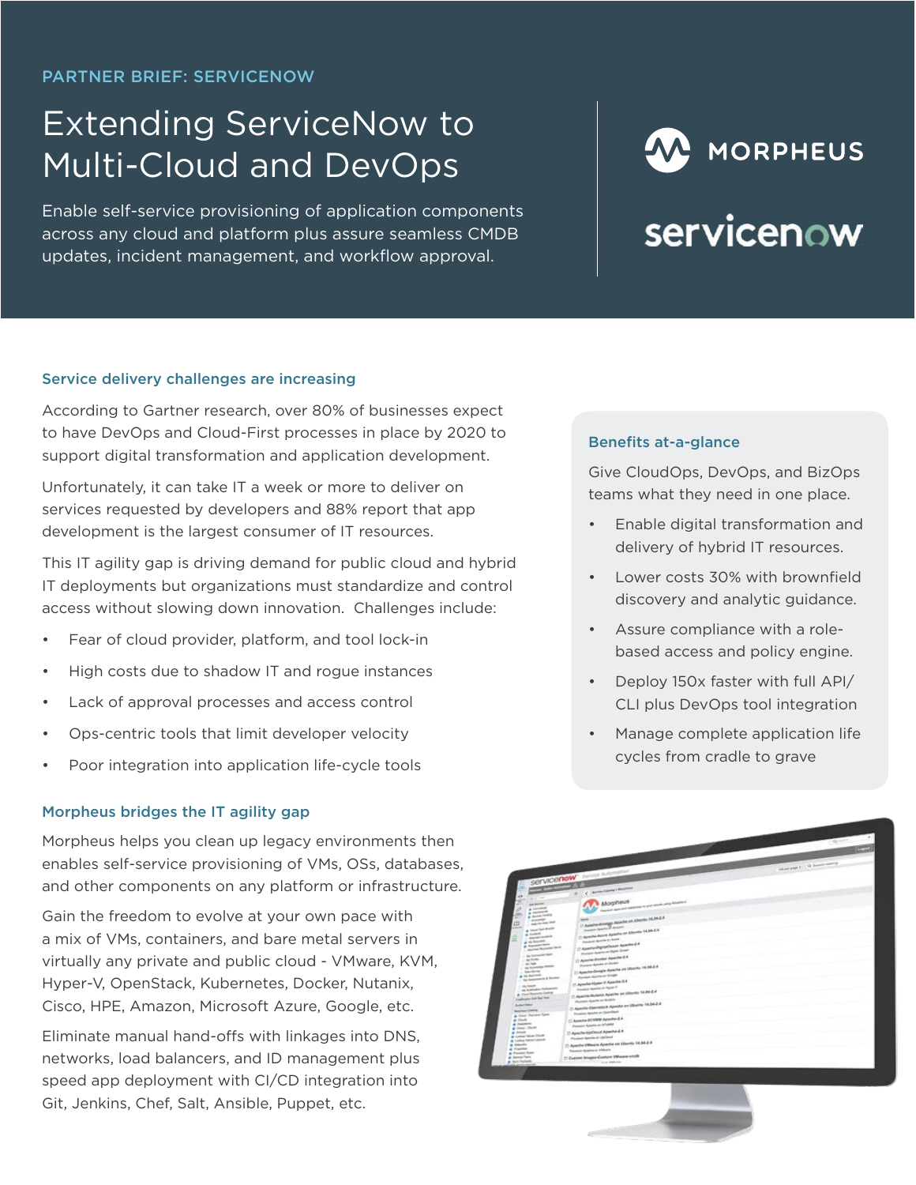PARTNER BRIEF: SERVICENOW

# Extending ServiceNow to Multi-Cloud and DevOps

Enable self-service provisioning of application components across any cloud and platform plus assure seamless CMDB updates, incident management, and workflow approval.

## Service delivery challenges are increasing

According to Gartner research, over 80% of businesses expect to have DevOps and Cloud-First processes in place by 2020 to support digital transformation and application development.

Unfortunately, it can take IT a week or more to deliver on services requested by developers and 88% report that app development is the largest consumer of IT resources.

This IT agility gap is driving demand for public cloud and hybrid IT deployments but organizations must standardize and control access without slowing down innovation. Challenges include:

- Fear of cloud provider, platform, and tool lock-in
- High costs due to shadow IT and rogue instances
- Lack of approval processes and access control
- Ops-centric tools that limit developer velocity
- Poor integration into application life-cycle tools

## Morpheus bridges the IT agility gap

Morpheus helps you clean up legacy environments then enables self-service provisioning of VMs, OSs, databases, and other components on any platform or infrastructure.

Gain the freedom to evolve at your own pace with a mix of VMs, containers, and bare metal servers in virtually any private and public cloud - VMware, KVM, Hyper-V, OpenStack, Kubernetes, Docker, Nutanix, Cisco, HPE, Amazon, Microsoft Azure, Google, etc.

Eliminate manual hand-offs with linkages into DNS, networks, load balancers, and ID management plus speed app deployment with CI/CD integration into Git, Jenkins, Chef, Salt, Ansible, Puppet, etc.

## Benefits at-a-glance

Give CloudOps, DevOps, and BizOps teams what they need in one place.

- Enable digital transformation and delivery of hybrid IT resources.
- Lower costs 30% with brownfield discovery and analytic guidance.
- Assure compliance with a role-based access and policy engine.
- Deploy 150x faster with full API/CLI plus DevOps tool integration
- Manage complete application life cycles from cradle to grave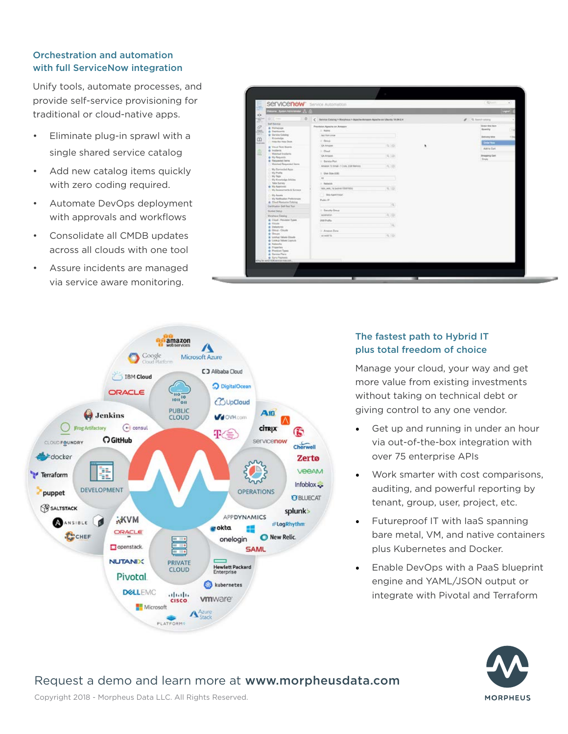## Orchestration and automation with full ServiceNow integration

Unify tools, automate processes, and provide self-service provisioning for traditional or cloud-native apps.

- Eliminate plug-in sprawl with a single shared service catalog
- Add new catalog items quickly with zero coding required.
- Automate DevOps deployment with approvals and workflows
- Consolidate all CMDB updates across all clouds with one tool
- Assure incidents are managed via service aware monitoring.

## The fastest path to Hybrid IT plus total freedom of choice

Manage your cloud, your way and get more value from existing investments without taking on technical debt or giving control to any one vendor.

- Get up and running in under an hour via out-of-the-box integration with over 75 enterprise APIs
- Work smarter with cost comparisons, auditing, and powerful reporting by tenant, group, user, project, etc.
- Futureproof IT with IaaS spanning bare metal, VM, and native containers plus Kubernetes and Docker.
- Enable DevOps with a PaaS blueprint engine and YAML/JSON output or integrate with Pivotal and Terraform

Request a demo and learn more at **www.morpheusdata.com**

Copyright 2018 - Morpheus Data LLC. All Rights Reserved.

MORPHEUS